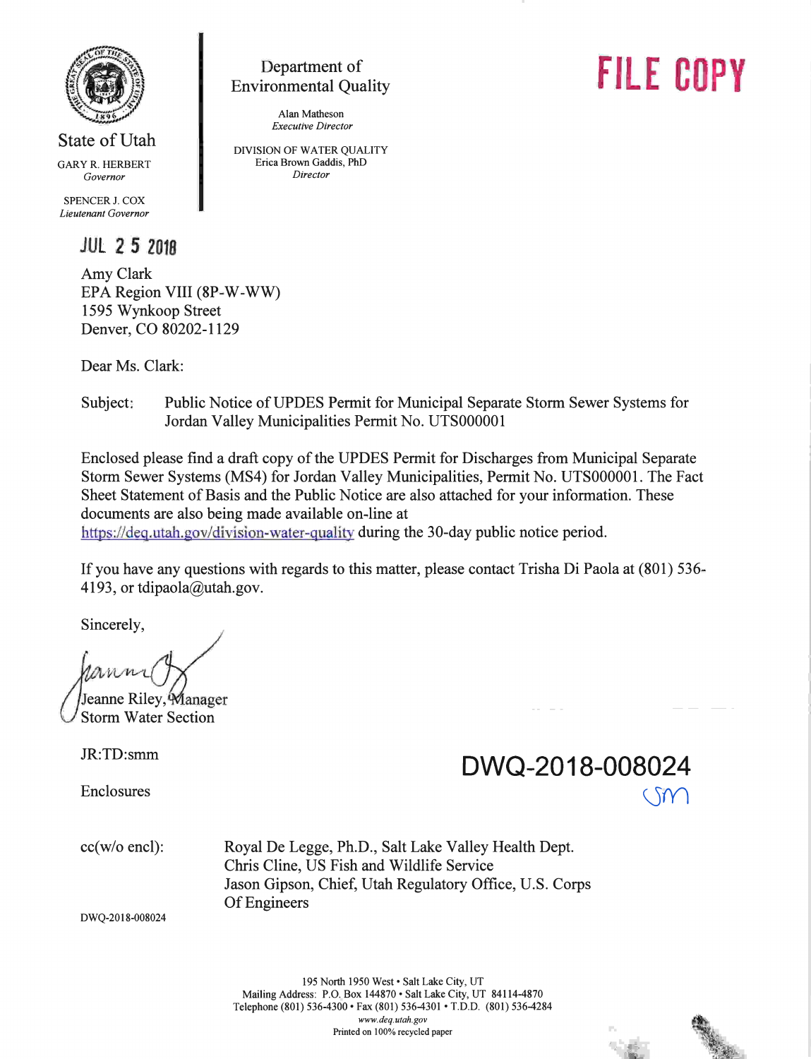State of Utah

GARY R. HERBERT
*Governor*

SPENCER J. COX
*Lieutenant Governor*

Department of Environmental Quality

Alan Matheson
*Executive Director*

DIVISION OF WATER QUALITY
Erica Brown Gaddis, PhD
*Director*

**FILE COPY**

JUL 25 2018

Amy Clark
EPA Region VIII (8P-W-WW)
1595 Wynkoop Street
Denver, CO 80202-1129

Dear Ms. Clark:

Subject: Public Notice of UPDES Permit for Municipal Separate Storm Sewer Systems for Jordan Valley Municipalities Permit No. UTS000001

Enclosed please find a draft copy of the UPDES Permit for Discharges from Municipal Separate Storm Sewer Systems (MS4) for Jordan Valley Municipalities, Permit No. UTS000001. The Fact Sheet Statement of Basis and the Public Notice are also attached for your information. These documents are also being made available on-line at https://deq.utah.gov/division-water-quality during the 30-day public notice period.

If you have any questions with regards to this matter, please contact Trisha Di Paola at (801) 536-4193, or tdipaola@utah.gov.

Sincerely,

Jeanne Riley, Manager
Storm Water Section

JR:TD:smm

Enclosures

**DWQ-2018-008024**

cc(w/o encl): Royal De Legge, Ph.D., Salt Lake Valley Health Dept.
Chris Cline, US Fish and Wildlife Service
Jason Gipson, Chief, Utah Regulatory Office, U.S. Corps Of Engineers

DWQ-2018-008024

195 North 1950 West • Salt Lake City, UT
Mailing Address: P.O. Box 144870 • Salt Lake City, UT 84114-4870
Telephone (801) 536-4300 • Fax (801) 536-4301 • T.D.D. (801) 536-4284
*www.deq.utah.gov*
Printed on 100% recycled paper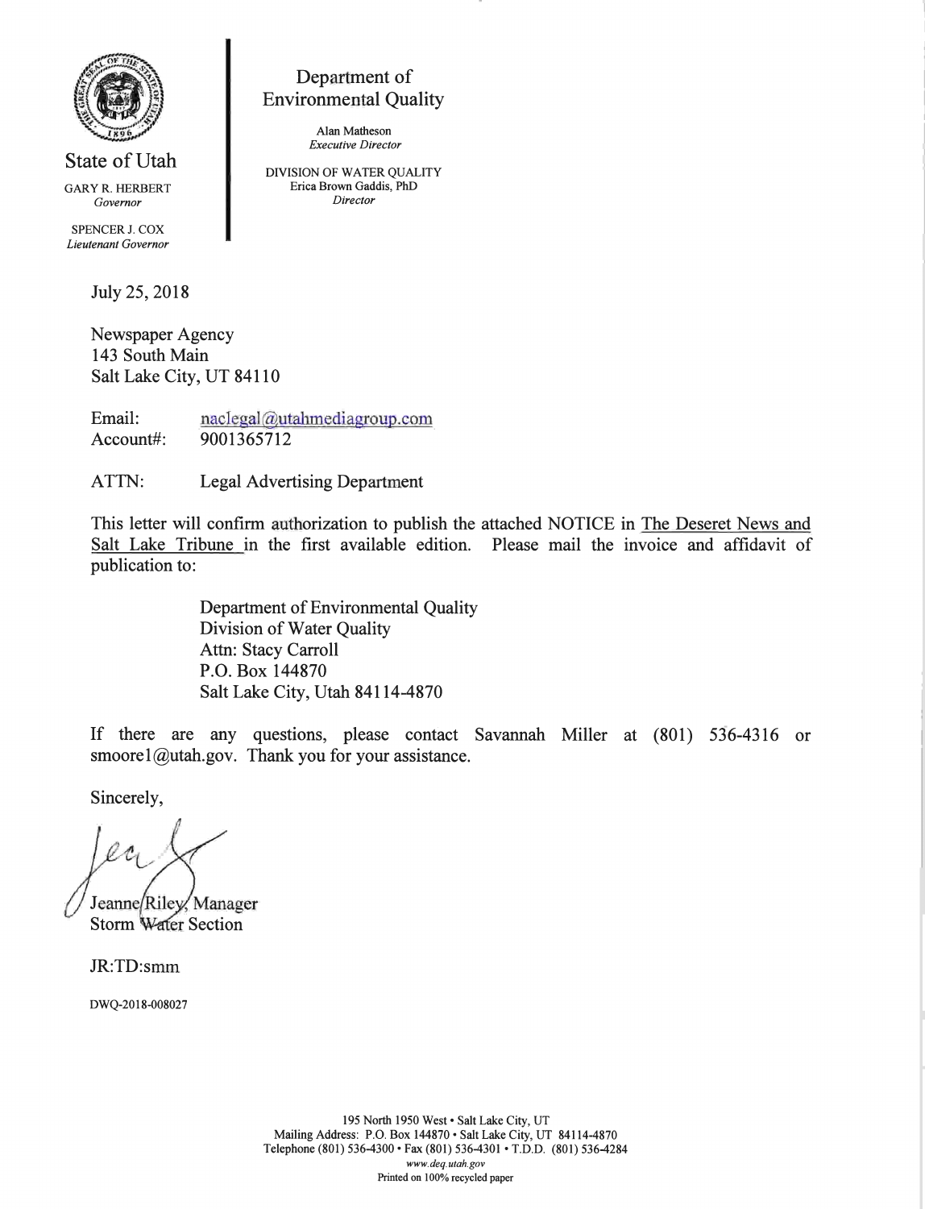State of Utah

GARY R. HERBERT
*Governor*

SPENCER J. COX
*Lieutenant Governor*

## Department of Environmental Quality

Alan Matheson
*Executive Director*

DIVISION OF WATER QUALITY
Erica Brown Gaddis, PhD
*Director*

July 25, 2018

Newspaper Agency
143 South Main
Salt Lake City, UT 84110

Email: naclegal@utahmediagroup.com
Account#: 9001365712

ATTN: Legal Advertising Department

This letter will confirm authorization to publish the attached NOTICE in The Deseret News and Salt Lake Tribune in the first available edition. Please mail the invoice and affidavit of publication to:

> Department of Environmental Quality
> Division of Water Quality
> Attn: Stacy Carroll
> P.O. Box 144870
> Salt Lake City, Utah 84114-4870

If there are any questions, please contact Savannah Miller at (801) 536-4316 or smoore1@utah.gov. Thank you for your assistance.

Sincerely,

Jeanne Riley, Manager
Storm Water Section

JR:TD:smm

DWQ-2018-008027

195 North 1950 West • Salt Lake City, UT
Mailing Address: P.O. Box 144870 • Salt Lake City, UT 84114-4870
Telephone (801) 536-4300 • Fax (801) 536-4301 • T.D.D. (801) 536-4284
*www.deq.utah.gov*
Printed on 100% recycled paper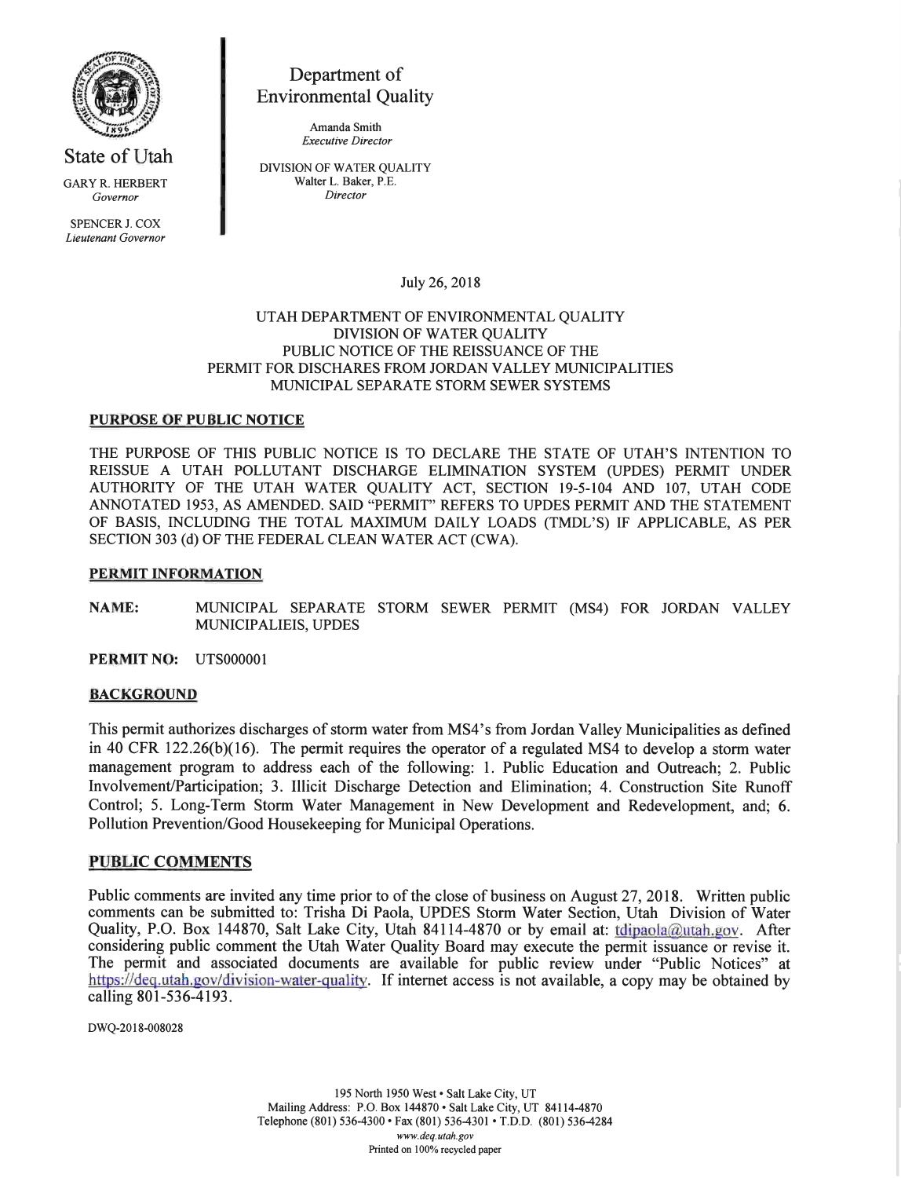State of Utah

GARY R. HERBERT
*Governor*

SPENCER J. COX
*Lieutenant Governor*

Department of
Environmental Quality

Amanda Smith
*Executive Director*

DIVISION OF WATER QUALITY
Walter L. Baker, P.E.
*Director*

July 26, 2018

UTAH DEPARTMENT OF ENVIRONMENTAL QUALITY
DIVISION OF WATER QUALITY
PUBLIC NOTICE OF THE REISSUANCE OF THE
PERMIT FOR DISCHARES FROM JORDAN VALLEY MUNICIPALITIES
MUNICIPAL SEPARATE STORM SEWER SYSTEMS

## PURPOSE OF PUBLIC NOTICE

THE PURPOSE OF THIS PUBLIC NOTICE IS TO DECLARE THE STATE OF UTAH'S INTENTION TO REISSUE A UTAH POLLUTANT DISCHARGE ELIMINATION SYSTEM (UPDES) PERMIT UNDER AUTHORITY OF THE UTAH WATER QUALITY ACT, SECTION 19-5-104 AND 107, UTAH CODE ANNOTATED 1953, AS AMENDED. SAID "PERMIT" REFERS TO UPDES PERMIT AND THE STATEMENT OF BASIS, INCLUDING THE TOTAL MAXIMUM DAILY LOADS (TMDL'S) IF APPLICABLE, AS PER SECTION 303 (d) OF THE FEDERAL CLEAN WATER ACT (CWA).

## PERMIT INFORMATION

**NAME:** MUNICIPAL SEPARATE STORM SEWER PERMIT (MS4) FOR JORDAN VALLEY MUNICIPALIEIS, UPDES

**PERMIT NO:** UTS000001

## BACKGROUND

This permit authorizes discharges of storm water from MS4's from Jordan Valley Municipalities as defined in 40 CFR 122.26(b)(16). The permit requires the operator of a regulated MS4 to develop a storm water management program to address each of the following: 1. Public Education and Outreach; 2. Public Involvement/Participation; 3. Illicit Discharge Detection and Elimination; 4. Construction Site Runoff Control; 5. Long-Term Storm Water Management in New Development and Redevelopment, and; 6. Pollution Prevention/Good Housekeeping for Municipal Operations.

## PUBLIC COMMENTS

Public comments are invited any time prior to of the close of business on August 27, 2018. Written public comments can be submitted to: Trisha Di Paola, UPDES Storm Water Section, Utah Division of Water Quality, P.O. Box 144870, Salt Lake City, Utah 84114-4870 or by email at: tdipaola@utah.gov. After considering public comment the Utah Water Quality Board may execute the permit issuance or revise it. The permit and associated documents are available for public review under "Public Notices" at https://deq.utah.gov/division-water-quality. If internet access is not available, a copy may be obtained by calling 801-536-4193.

DWQ-2018-008028

195 North 1950 West • Salt Lake City, UT
Mailing Address: P.O. Box 144870 • Salt Lake City, UT 84114-4870
Telephone (801) 536-4300 • Fax (801) 536-4301 • T.D.D. (801) 536-4284
*www.deq.utah.gov*
Printed on 100% recycled paper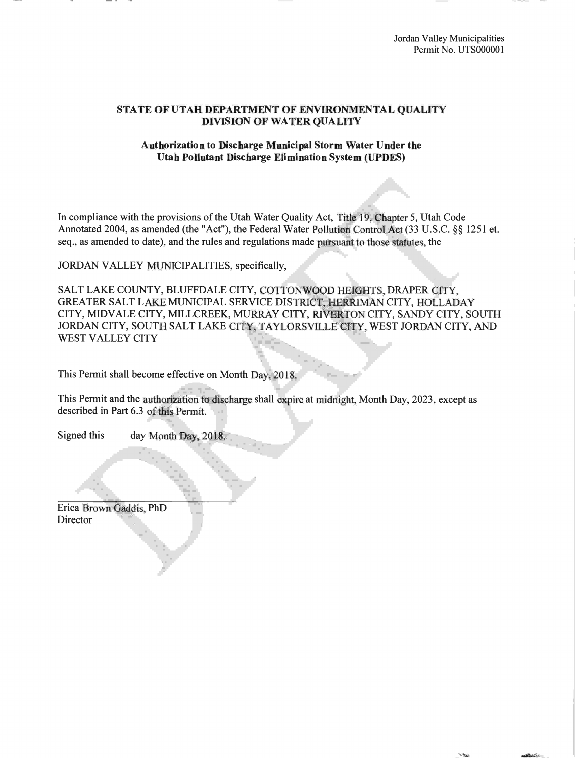Jordan Valley Municipalities
Permit No. UTS000001

## STATE OF UTAH DEPARTMENT OF ENVIRONMENTAL QUALITY
## DIVISION OF WATER QUALITY

### Authorization to Discharge Municipal Storm Water Under the Utah Pollutant Discharge Elimination System (UPDES)

In compliance with the provisions of the Utah Water Quality Act, Title 19, Chapter 5, Utah Code Annotated 2004, as amended (the "Act"), the Federal Water Pollution Control Act (33 U.S.C. §§ 1251 et. seq., as amended to date), and the rules and regulations made pursuant to those statutes, the

JORDAN VALLEY MUNICIPALITIES, specifically,

SALT LAKE COUNTY, BLUFFDALE CITY, COTTONWOOD HEIGHTS, DRAPER CITY, GREATER SALT LAKE MUNICIPAL SERVICE DISTRICT, HERRIMAN CITY, HOLLADAY CITY, MIDVALE CITY, MILLCREEK, MURRAY CITY, RIVERTON CITY, SANDY CITY, SOUTH JORDAN CITY, SOUTH SALT LAKE CITY, TAYLORSVILLE CITY, WEST JORDAN CITY, AND WEST VALLEY CITY

This Permit shall become effective on Month Day, 2018.

This Permit and the authorization to discharge shall expire at midnight, Month Day, 2023, except as described in Part 6.3 of this Permit.

Signed this day Month Day, 2018.

Erica Brown Gaddis, PhD
Director

DRAFT